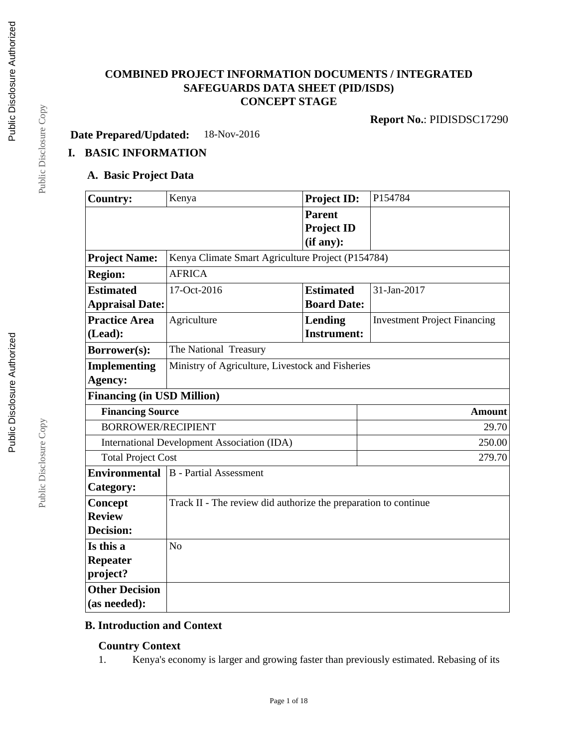# COMBINED PROJECT INFORMATION DOCUMENTS / INTEGRATED SAFEGUARDS DATA SHEET (PID/ISDS)
## CONCEPT STAGE

**Report No.**: PIDISDSC17290

**Date Prepared/Updated:** 18-Nov-2016

## I. BASIC INFORMATION

### A. Basic Project Data

| | | | |
|---|---|---|---|
| **Country:** | Kenya | **Project ID:** | P154784 |
| | | **Parent Project ID (if any):** | |
| **Project Name:** | Kenya Climate Smart Agriculture Project (P154784) | | |
| **Region:** | AFRICA | | |
| **Estimated Appraisal Date:** | 17-Oct-2016 | **Estimated Board Date:** | 31-Jan-2017 |
| **Practice Area (Lead):** | Agriculture | **Lending Instrument:** | Investment Project Financing |
| **Borrower(s):** | The National Treasury | | |
| **Implementing Agency:** | Ministry of Agriculture, Livestock and Fisheries | | |

**Financing (in USD Million)**

| Financing Source | Amount |
|---|---:|
| BORROWER/RECIPIENT | 29.70 |
| International Development Association (IDA) | 250.00 |
| Total Project Cost | 279.70 |

| | |
|---|---|
| **Environmental Category:** | B - Partial Assessment |
| **Concept Review Decision:** | Track II - The review did authorize the preparation to continue |
| **Is this a Repeater project?** | No |
| **Other Decision (as needed):** | |

### B. Introduction and Context

#### Country Context

1. Kenya's economy is larger and growing faster than previously estimated. Rebasing of its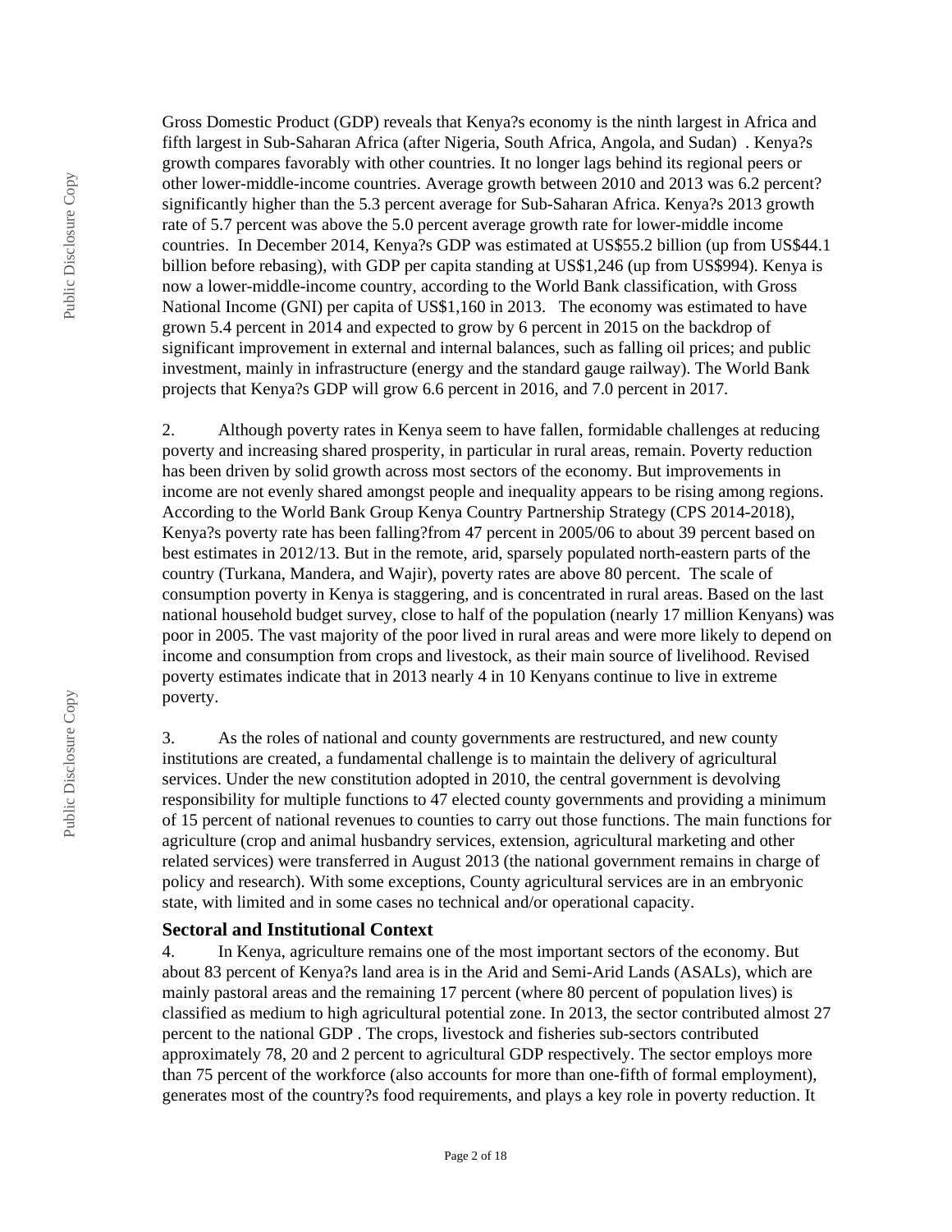Gross Domestic Product (GDP) reveals that Kenya?s economy is the ninth largest in Africa and fifth largest in Sub-Saharan Africa (after Nigeria, South Africa, Angola, and Sudan) . Kenya?s growth compares favorably with other countries. It no longer lags behind its regional peers or other lower-middle-income countries. Average growth between 2010 and 2013 was 6.2 percent? significantly higher than the 5.3 percent average for Sub-Saharan Africa. Kenya?s 2013 growth rate of 5.7 percent was above the 5.0 percent average growth rate for lower-middle income countries. In December 2014, Kenya?s GDP was estimated at US$55.2 billion (up from US$44.1 billion before rebasing), with GDP per capita standing at US$1,246 (up from US$994). Kenya is now a lower-middle-income country, according to the World Bank classification, with Gross National Income (GNI) per capita of US$1,160 in 2013. The economy was estimated to have grown 5.4 percent in 2014 and expected to grow by 6 percent in 2015 on the backdrop of significant improvement in external and internal balances, such as falling oil prices; and public investment, mainly in infrastructure (energy and the standard gauge railway). The World Bank projects that Kenya?s GDP will grow 6.6 percent in 2016, and 7.0 percent in 2017.

2. Although poverty rates in Kenya seem to have fallen, formidable challenges at reducing poverty and increasing shared prosperity, in particular in rural areas, remain. Poverty reduction has been driven by solid growth across most sectors of the economy. But improvements in income are not evenly shared amongst people and inequality appears to be rising among regions. According to the World Bank Group Kenya Country Partnership Strategy (CPS 2014-2018), Kenya?s poverty rate has been falling?from 47 percent in 2005/06 to about 39 percent based on best estimates in 2012/13. But in the remote, arid, sparsely populated north-eastern parts of the country (Turkana, Mandera, and Wajir), poverty rates are above 80 percent. The scale of consumption poverty in Kenya is staggering, and is concentrated in rural areas. Based on the last national household budget survey, close to half of the population (nearly 17 million Kenyans) was poor in 2005. The vast majority of the poor lived in rural areas and were more likely to depend on income and consumption from crops and livestock, as their main source of livelihood. Revised poverty estimates indicate that in 2013 nearly 4 in 10 Kenyans continue to live in extreme poverty.

3. As the roles of national and county governments are restructured, and new county institutions are created, a fundamental challenge is to maintain the delivery of agricultural services. Under the new constitution adopted in 2010, the central government is devolving responsibility for multiple functions to 47 elected county governments and providing a minimum of 15 percent of national revenues to counties to carry out those functions. The main functions for agriculture (crop and animal husbandry services, extension, agricultural marketing and other related services) were transferred in August 2013 (the national government remains in charge of policy and research). With some exceptions, County agricultural services are in an embryonic state, with limited and in some cases no technical and/or operational capacity.

### Sectoral and Institutional Context

4. In Kenya, agriculture remains one of the most important sectors of the economy. But about 83 percent of Kenya?s land area is in the Arid and Semi-Arid Lands (ASALs), which are mainly pastoral areas and the remaining 17 percent (where 80 percent of population lives) is classified as medium to high agricultural potential zone. In 2013, the sector contributed almost 27 percent to the national GDP . The crops, livestock and fisheries sub-sectors contributed approximately 78, 20 and 2 percent to agricultural GDP respectively. The sector employs more than 75 percent of the workforce (also accounts for more than one-fifth of formal employment), generates most of the country?s food requirements, and plays a key role in poverty reduction. It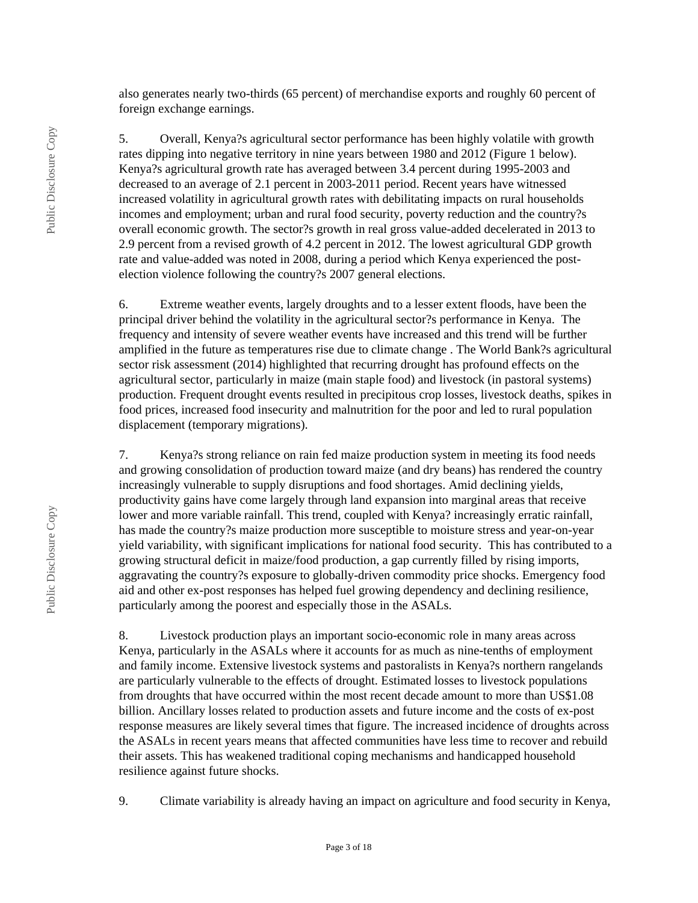also generates nearly two-thirds (65 percent) of merchandise exports and roughly 60 percent of foreign exchange earnings.

5. Overall, Kenya?s agricultural sector performance has been highly volatile with growth rates dipping into negative territory in nine years between 1980 and 2012 (Figure 1 below). Kenya?s agricultural growth rate has averaged between 3.4 percent during 1995-2003 and decreased to an average of 2.1 percent in 2003-2011 period. Recent years have witnessed increased volatility in agricultural growth rates with debilitating impacts on rural households incomes and employment; urban and rural food security, poverty reduction and the country?s overall economic growth. The sector?s growth in real gross value-added decelerated in 2013 to 2.9 percent from a revised growth of 4.2 percent in 2012. The lowest agricultural GDP growth rate and value-added was noted in 2008, during a period which Kenya experienced the post-election violence following the country?s 2007 general elections.

6. Extreme weather events, largely droughts and to a lesser extent floods, have been the principal driver behind the volatility in the agricultural sector?s performance in Kenya. The frequency and intensity of severe weather events have increased and this trend will be further amplified in the future as temperatures rise due to climate change . The World Bank?s agricultural sector risk assessment (2014) highlighted that recurring drought has profound effects on the agricultural sector, particularly in maize (main staple food) and livestock (in pastoral systems) production. Frequent drought events resulted in precipitous crop losses, livestock deaths, spikes in food prices, increased food insecurity and malnutrition for the poor and led to rural population displacement (temporary migrations).

7. Kenya?s strong reliance on rain fed maize production system in meeting its food needs and growing consolidation of production toward maize (and dry beans) has rendered the country increasingly vulnerable to supply disruptions and food shortages. Amid declining yields, productivity gains have come largely through land expansion into marginal areas that receive lower and more variable rainfall. This trend, coupled with Kenya? increasingly erratic rainfall, has made the country?s maize production more susceptible to moisture stress and year-on-year yield variability, with significant implications for national food security. This has contributed to a growing structural deficit in maize/food production, a gap currently filled by rising imports, aggravating the country?s exposure to globally-driven commodity price shocks. Emergency food aid and other ex-post responses has helped fuel growing dependency and declining resilience, particularly among the poorest and especially those in the ASALs.

8. Livestock production plays an important socio-economic role in many areas across Kenya, particularly in the ASALs where it accounts for as much as nine-tenths of employment and family income. Extensive livestock systems and pastoralists in Kenya?s northern rangelands are particularly vulnerable to the effects of drought. Estimated losses to livestock populations from droughts that have occurred within the most recent decade amount to more than US$1.08 billion. Ancillary losses related to production assets and future income and the costs of ex-post response measures are likely several times that figure. The increased incidence of droughts across the ASALs in recent years means that affected communities have less time to recover and rebuild their assets. This has weakened traditional coping mechanisms and handicapped household resilience against future shocks.

9. Climate variability is already having an impact on agriculture and food security in Kenya,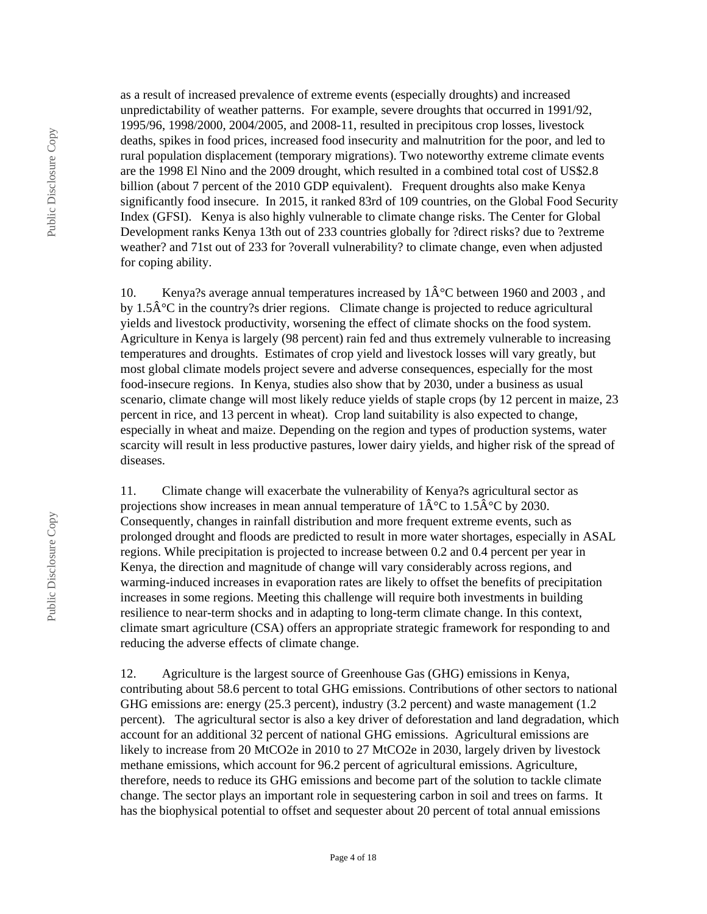as a result of increased prevalence of extreme events (especially droughts) and increased unpredictability of weather patterns. For example, severe droughts that occurred in 1991/92, 1995/96, 1998/2000, 2004/2005, and 2008-11, resulted in precipitous crop losses, livestock deaths, spikes in food prices, increased food insecurity and malnutrition for the poor, and led to rural population displacement (temporary migrations). Two noteworthy extreme climate events are the 1998 El Nino and the 2009 drought, which resulted in a combined total cost of US$2.8 billion (about 7 percent of the 2010 GDP equivalent). Frequent droughts also make Kenya significantly food insecure. In 2015, it ranked 83rd of 109 countries, on the Global Food Security Index (GFSI). Kenya is also highly vulnerable to climate change risks. The Center for Global Development ranks Kenya 13th out of 233 countries globally for ?direct risks? due to ?extreme weather? and 71st out of 233 for ?overall vulnerability? to climate change, even when adjusted for coping ability.

10. Kenya?s average annual temperatures increased by 1Â°C between 1960 and 2003 , and by 1.5Â°C in the country?s drier regions. Climate change is projected to reduce agricultural yields and livestock productivity, worsening the effect of climate shocks on the food system. Agriculture in Kenya is largely (98 percent) rain fed and thus extremely vulnerable to increasing temperatures and droughts. Estimates of crop yield and livestock losses will vary greatly, but most global climate models project severe and adverse consequences, especially for the most food-insecure regions. In Kenya, studies also show that by 2030, under a business as usual scenario, climate change will most likely reduce yields of staple crops (by 12 percent in maize, 23 percent in rice, and 13 percent in wheat). Crop land suitability is also expected to change, especially in wheat and maize. Depending on the region and types of production systems, water scarcity will result in less productive pastures, lower dairy yields, and higher risk of the spread of diseases.

11. Climate change will exacerbate the vulnerability of Kenya?s agricultural sector as projections show increases in mean annual temperature of 1Â°C to 1.5Â°C by 2030. Consequently, changes in rainfall distribution and more frequent extreme events, such as prolonged drought and floods are predicted to result in more water shortages, especially in ASAL regions. While precipitation is projected to increase between 0.2 and 0.4 percent per year in Kenya, the direction and magnitude of change will vary considerably across regions, and warming-induced increases in evaporation rates are likely to offset the benefits of precipitation increases in some regions. Meeting this challenge will require both investments in building resilience to near-term shocks and in adapting to long-term climate change. In this context, climate smart agriculture (CSA) offers an appropriate strategic framework for responding to and reducing the adverse effects of climate change.

12. Agriculture is the largest source of Greenhouse Gas (GHG) emissions in Kenya, contributing about 58.6 percent to total GHG emissions. Contributions of other sectors to national GHG emissions are: energy (25.3 percent), industry (3.2 percent) and waste management (1.2 percent). The agricultural sector is also a key driver of deforestation and land degradation, which account for an additional 32 percent of national GHG emissions. Agricultural emissions are likely to increase from 20 MtCO2e in 2010 to 27 MtCO2e in 2030, largely driven by livestock methane emissions, which account for 96.2 percent of agricultural emissions. Agriculture, therefore, needs to reduce its GHG emissions and become part of the solution to tackle climate change. The sector plays an important role in sequestering carbon in soil and trees on farms. It has the biophysical potential to offset and sequester about 20 percent of total annual emissions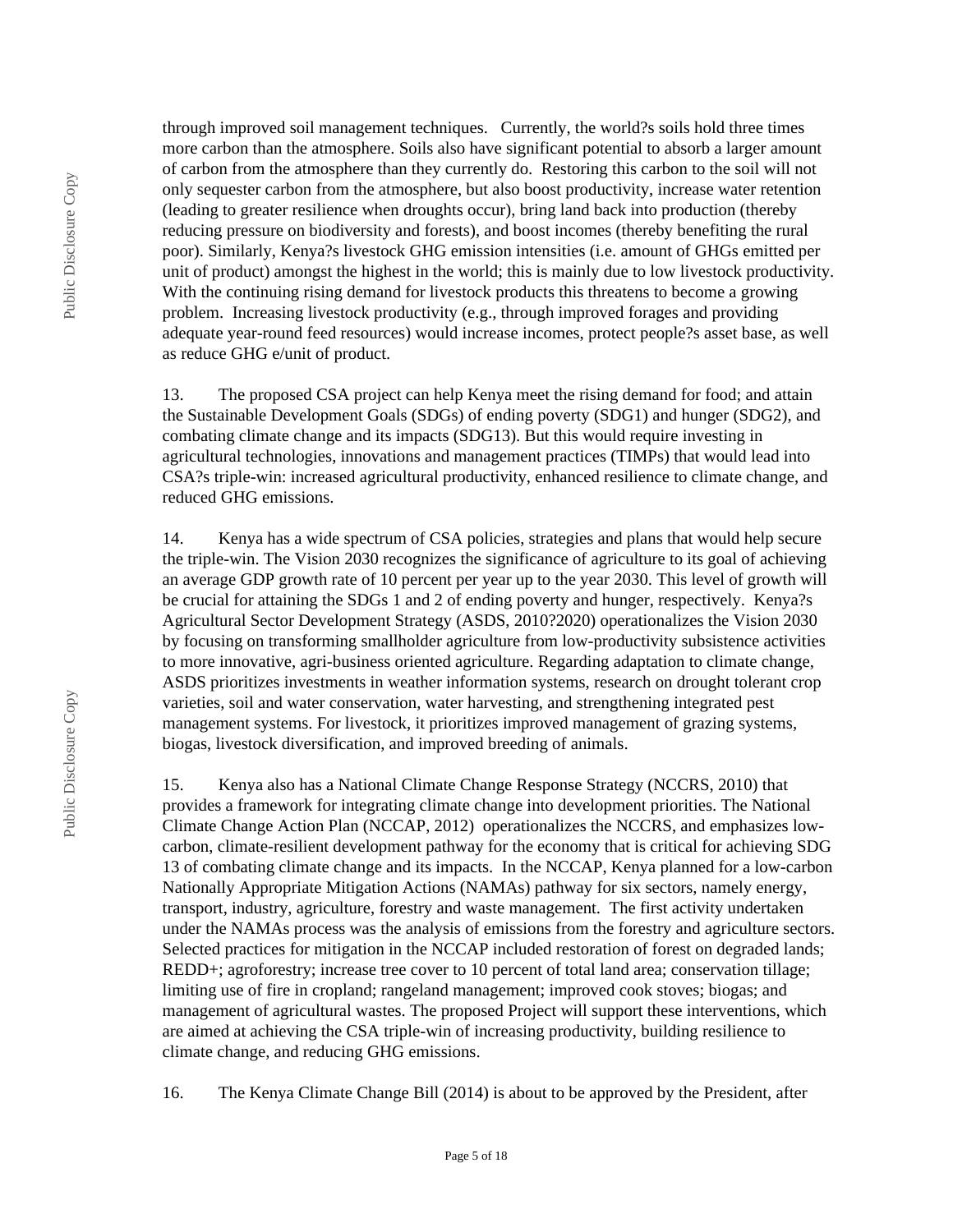through improved soil management techniques.   Currently, the world?s soils hold three times more carbon than the atmosphere. Soils also have significant potential to absorb a larger amount of carbon from the atmosphere than they currently do.  Restoring this carbon to the soil will not only sequester carbon from the atmosphere, but also boost productivity, increase water retention (leading to greater resilience when droughts occur), bring land back into production (thereby reducing pressure on biodiversity and forests), and boost incomes (thereby benefiting the rural poor). Similarly, Kenya?s livestock GHG emission intensities (i.e. amount of GHGs emitted per unit of product) amongst the highest in the world; this is mainly due to low livestock productivity. With the continuing rising demand for livestock products this threatens to become a growing problem.  Increasing livestock productivity (e.g., through improved forages and providing adequate year-round feed resources) would increase incomes, protect people?s asset base, as well as reduce GHG e/unit of product.

13.	The proposed CSA project can help Kenya meet the rising demand for food; and attain the Sustainable Development Goals (SDGs) of ending poverty (SDG1) and hunger (SDG2), and combating climate change and its impacts (SDG13). But this would require investing in agricultural technologies, innovations and management practices (TIMPs) that would lead into CSA?s triple-win: increased agricultural productivity, enhanced resilience to climate change, and reduced GHG emissions.

14.	Kenya has a wide spectrum of CSA policies, strategies and plans that would help secure the triple-win. The Vision 2030 recognizes the significance of agriculture to its goal of achieving an average GDP growth rate of 10 percent per year up to the year 2030. This level of growth will be crucial for attaining the SDGs 1 and 2 of ending poverty and hunger, respectively.  Kenya?s Agricultural Sector Development Strategy (ASDS, 2010?2020) operationalizes the Vision 2030 by focusing on transforming smallholder agriculture from low-productivity subsistence activities to more innovative, agri-business oriented agriculture. Regarding adaptation to climate change, ASDS prioritizes investments in weather information systems, research on drought tolerant crop varieties, soil and water conservation, water harvesting, and strengthening integrated pest management systems. For livestock, it prioritizes improved management of grazing systems, biogas, livestock diversification, and improved breeding of animals.

15.	Kenya also has a National Climate Change Response Strategy (NCCRS, 2010) that provides a framework for integrating climate change into development priorities. The National Climate Change Action Plan (NCCAP, 2012)  operationalizes the NCCRS, and emphasizes low-carbon, climate-resilient development pathway for the economy that is critical for achieving SDG 13 of combating climate change and its impacts.  In the NCCAP, Kenya planned for a low-carbon Nationally Appropriate Mitigation Actions (NAMAs) pathway for six sectors, namely energy, transport, industry, agriculture, forestry and waste management.  The first activity undertaken under the NAMAs process was the analysis of emissions from the forestry and agriculture sectors. Selected practices for mitigation in the NCCAP included restoration of forest on degraded lands; REDD+; agroforestry; increase tree cover to 10 percent of total land area; conservation tillage; limiting use of fire in cropland; rangeland management; improved cook stoves; biogas; and management of agricultural wastes. The proposed Project will support these interventions, which are aimed at achieving the CSA triple-win of increasing productivity, building resilience to climate change, and reducing GHG emissions.

16.	The Kenya Climate Change Bill (2014) is about to be approved by the President, after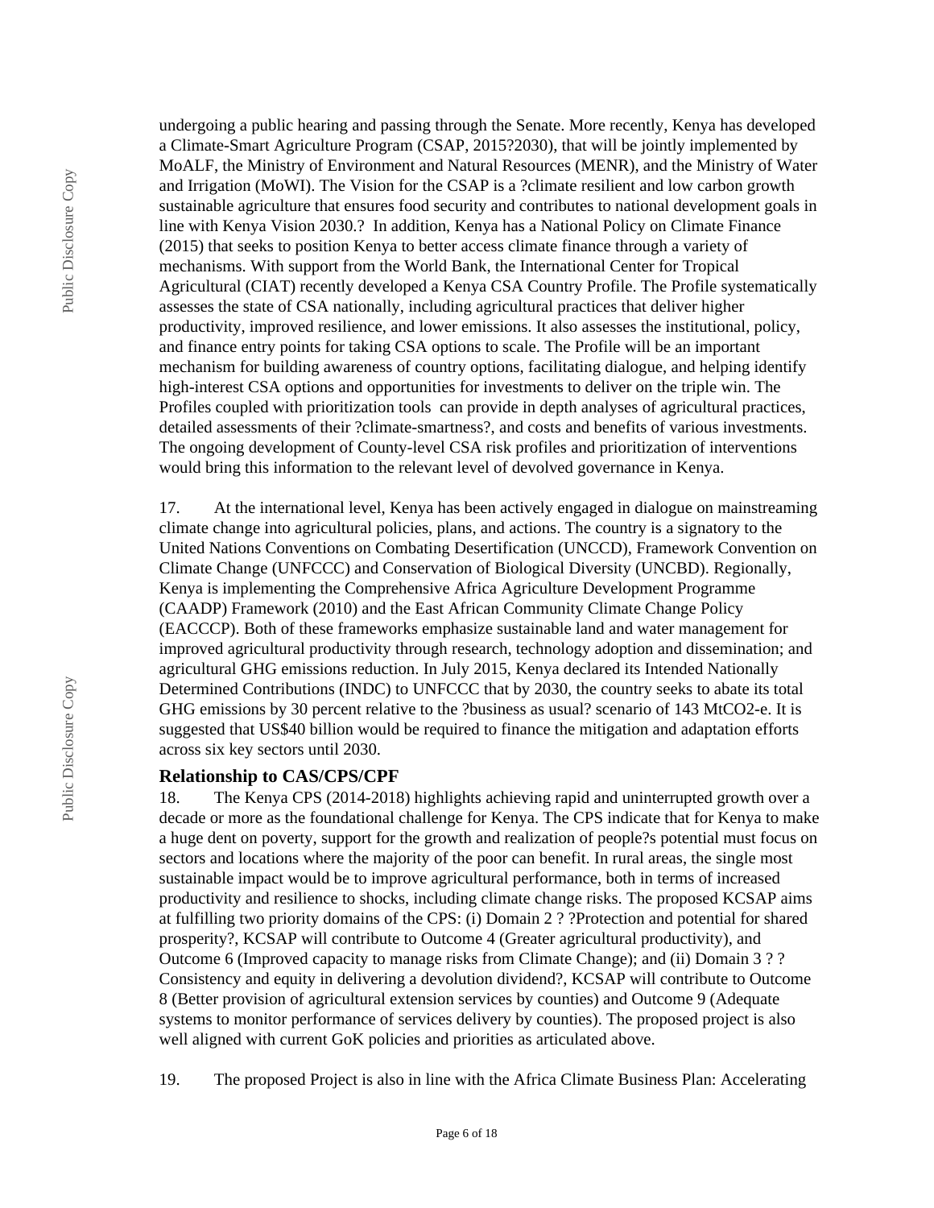undergoing a public hearing and passing through the Senate. More recently, Kenya has developed a Climate-Smart Agriculture Program (CSAP, 2015?2030), that will be jointly implemented by MoALF, the Ministry of Environment and Natural Resources (MENR), and the Ministry of Water and Irrigation (MoWI). The Vision for the CSAP is a ?climate resilient and low carbon growth sustainable agriculture that ensures food security and contributes to national development goals in line with Kenya Vision 2030.? In addition, Kenya has a National Policy on Climate Finance (2015) that seeks to position Kenya to better access climate finance through a variety of mechanisms. With support from the World Bank, the International Center for Tropical Agricultural (CIAT) recently developed a Kenya CSA Country Profile. The Profile systematically assesses the state of CSA nationally, including agricultural practices that deliver higher productivity, improved resilience, and lower emissions. It also assesses the institutional, policy, and finance entry points for taking CSA options to scale. The Profile will be an important mechanism for building awareness of country options, facilitating dialogue, and helping identify high-interest CSA options and opportunities for investments to deliver on the triple win. The Profiles coupled with prioritization tools can provide in depth analyses of agricultural practices, detailed assessments of their ?climate-smartness?, and costs and benefits of various investments. The ongoing development of County-level CSA risk profiles and prioritization of interventions would bring this information to the relevant level of devolved governance in Kenya.

17. At the international level, Kenya has been actively engaged in dialogue on mainstreaming climate change into agricultural policies, plans, and actions. The country is a signatory to the United Nations Conventions on Combating Desertification (UNCCD), Framework Convention on Climate Change (UNFCCC) and Conservation of Biological Diversity (UNCBD). Regionally, Kenya is implementing the Comprehensive Africa Agriculture Development Programme (CAADP) Framework (2010) and the East African Community Climate Change Policy (EACCCP). Both of these frameworks emphasize sustainable land and water management for improved agricultural productivity through research, technology adoption and dissemination; and agricultural GHG emissions reduction. In July 2015, Kenya declared its Intended Nationally Determined Contributions (INDC) to UNFCCC that by 2030, the country seeks to abate its total GHG emissions by 30 percent relative to the ?business as usual? scenario of 143 MtCO2-e. It is suggested that US$40 billion would be required to finance the mitigation and adaptation efforts across six key sectors until 2030.

### Relationship to CAS/CPS/CPF

18. The Kenya CPS (2014-2018) highlights achieving rapid and uninterrupted growth over a decade or more as the foundational challenge for Kenya. The CPS indicate that for Kenya to make a huge dent on poverty, support for the growth and realization of people?s potential must focus on sectors and locations where the majority of the poor can benefit. In rural areas, the single most sustainable impact would be to improve agricultural performance, both in terms of increased productivity and resilience to shocks, including climate change risks. The proposed KCSAP aims at fulfilling two priority domains of the CPS: (i) Domain 2 ? ?Protection and potential for shared prosperity?, KCSAP will contribute to Outcome 4 (Greater agricultural productivity), and Outcome 6 (Improved capacity to manage risks from Climate Change); and (ii) Domain 3 ? ? Consistency and equity in delivering a devolution dividend?, KCSAP will contribute to Outcome 8 (Better provision of agricultural extension services by counties) and Outcome 9 (Adequate systems to monitor performance of services delivery by counties). The proposed project is also well aligned with current GoK policies and priorities as articulated above.

19. The proposed Project is also in line with the Africa Climate Business Plan: Accelerating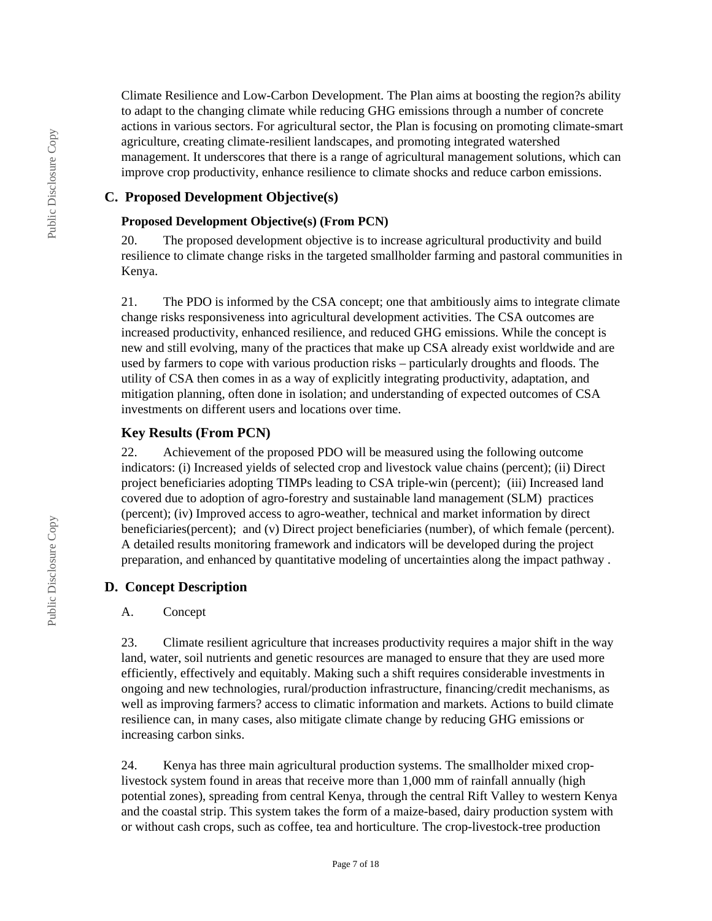Climate Resilience and Low-Carbon Development. The Plan aims at boosting the region?s ability to adapt to the changing climate while reducing GHG emissions through a number of concrete actions in various sectors. For agricultural sector, the Plan is focusing on promoting climate-smart agriculture, creating climate-resilient landscapes, and promoting integrated watershed management. It underscores that there is a range of agricultural management solutions, which can improve crop productivity, enhance resilience to climate shocks and reduce carbon emissions.

## C. Proposed Development Objective(s)

### Proposed Development Objective(s) (From PCN)

20. The proposed development objective is to increase agricultural productivity and build resilience to climate change risks in the targeted smallholder farming and pastoral communities in Kenya.

21. The PDO is informed by the CSA concept; one that ambitiously aims to integrate climate change risks responsiveness into agricultural development activities. The CSA outcomes are increased productivity, enhanced resilience, and reduced GHG emissions. While the concept is new and still evolving, many of the practices that make up CSA already exist worldwide and are used by farmers to cope with various production risks – particularly droughts and floods. The utility of CSA then comes in as a way of explicitly integrating productivity, adaptation, and mitigation planning, often done in isolation; and understanding of expected outcomes of CSA investments on different users and locations over time.

### Key Results (From PCN)

22. Achievement of the proposed PDO will be measured using the following outcome indicators: (i) Increased yields of selected crop and livestock value chains (percent); (ii) Direct project beneficiaries adopting TIMPs leading to CSA triple-win (percent); (iii) Increased land covered due to adoption of agro-forestry and sustainable land management (SLM) practices (percent); (iv) Improved access to agro-weather, technical and market information by direct beneficiaries(percent); and (v) Direct project beneficiaries (number), of which female (percent). A detailed results monitoring framework and indicators will be developed during the project preparation, and enhanced by quantitative modeling of uncertainties along the impact pathway .

## D. Concept Description

A. Concept

23. Climate resilient agriculture that increases productivity requires a major shift in the way land, water, soil nutrients and genetic resources are managed to ensure that they are used more efficiently, effectively and equitably. Making such a shift requires considerable investments in ongoing and new technologies, rural/production infrastructure, financing/credit mechanisms, as well as improving farmers? access to climatic information and markets. Actions to build climate resilience can, in many cases, also mitigate climate change by reducing GHG emissions or increasing carbon sinks.

24. Kenya has three main agricultural production systems. The smallholder mixed crop-livestock system found in areas that receive more than 1,000 mm of rainfall annually (high potential zones), spreading from central Kenya, through the central Rift Valley to western Kenya and the coastal strip. This system takes the form of a maize-based, dairy production system with or without cash crops, such as coffee, tea and horticulture. The crop-livestock-tree production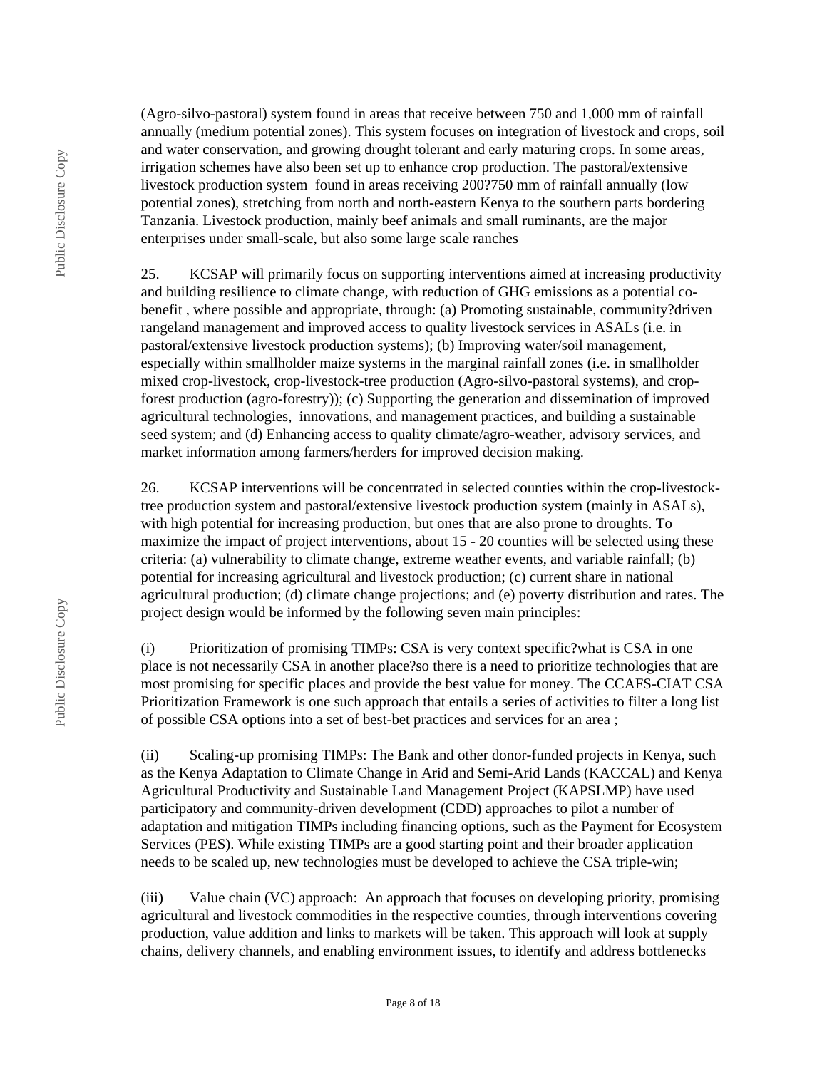(Agro-silvo-pastoral) system found in areas that receive between 750 and 1,000 mm of rainfall annually (medium potential zones). This system focuses on integration of livestock and crops, soil and water conservation, and growing drought tolerant and early maturing crops. In some areas, irrigation schemes have also been set up to enhance crop production. The pastoral/extensive livestock production system found in areas receiving 200?750 mm of rainfall annually (low potential zones), stretching from north and north-eastern Kenya to the southern parts bordering Tanzania. Livestock production, mainly beef animals and small ruminants, are the major enterprises under small-scale, but also some large scale ranches

25. KCSAP will primarily focus on supporting interventions aimed at increasing productivity and building resilience to climate change, with reduction of GHG emissions as a potential co-benefit , where possible and appropriate, through: (a) Promoting sustainable, community?driven rangeland management and improved access to quality livestock services in ASALs (i.e. in pastoral/extensive livestock production systems); (b) Improving water/soil management, especially within smallholder maize systems in the marginal rainfall zones (i.e. in smallholder mixed crop-livestock, crop-livestock-tree production (Agro-silvo-pastoral systems), and crop-forest production (agro-forestry)); (c) Supporting the generation and dissemination of improved agricultural technologies, innovations, and management practices, and building a sustainable seed system; and (d) Enhancing access to quality climate/agro-weather, advisory services, and market information among farmers/herders for improved decision making.

26. KCSAP interventions will be concentrated in selected counties within the crop-livestock-tree production system and pastoral/extensive livestock production system (mainly in ASALs), with high potential for increasing production, but ones that are also prone to droughts. To maximize the impact of project interventions, about 15 - 20 counties will be selected using these criteria: (a) vulnerability to climate change, extreme weather events, and variable rainfall; (b) potential for increasing agricultural and livestock production; (c) current share in national agricultural production; (d) climate change projections; and (e) poverty distribution and rates. The project design would be informed by the following seven main principles:

(i) Prioritization of promising TIMPs: CSA is very context specific?what is CSA in one place is not necessarily CSA in another place?so there is a need to prioritize technologies that are most promising for specific places and provide the best value for money. The CCAFS-CIAT CSA Prioritization Framework is one such approach that entails a series of activities to filter a long list of possible CSA options into a set of best-bet practices and services for an area ;

(ii) Scaling-up promising TIMPs: The Bank and other donor-funded projects in Kenya, such as the Kenya Adaptation to Climate Change in Arid and Semi-Arid Lands (KACCAL) and Kenya Agricultural Productivity and Sustainable Land Management Project (KAPSLMP) have used participatory and community-driven development (CDD) approaches to pilot a number of adaptation and mitigation TIMPs including financing options, such as the Payment for Ecosystem Services (PES). While existing TIMPs are a good starting point and their broader application needs to be scaled up, new technologies must be developed to achieve the CSA triple-win;

(iii) Value chain (VC) approach: An approach that focuses on developing priority, promising agricultural and livestock commodities in the respective counties, through interventions covering production, value addition and links to markets will be taken. This approach will look at supply chains, delivery channels, and enabling environment issues, to identify and address bottlenecks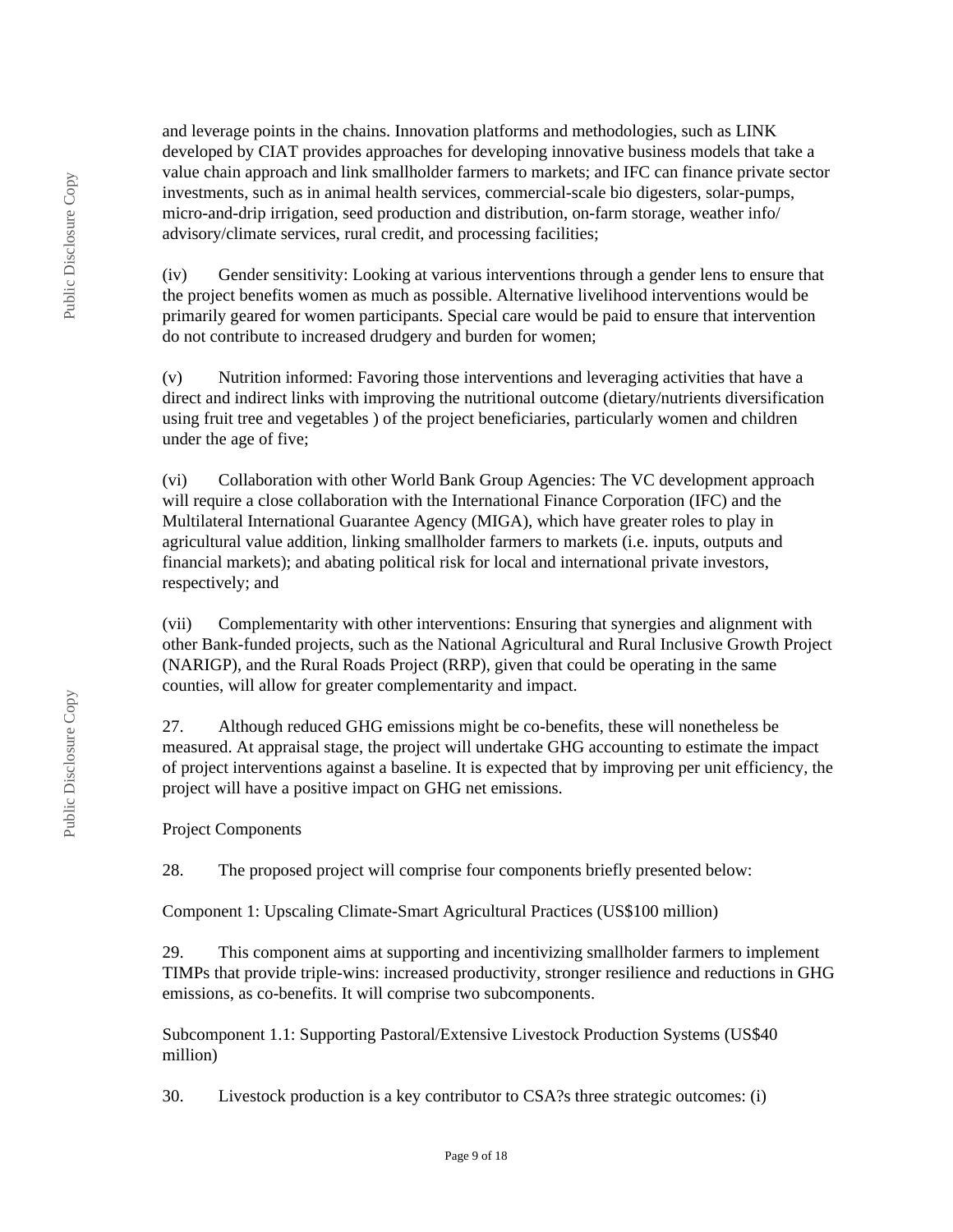and leverage points in the chains. Innovation platforms and methodologies, such as LINK developed by CIAT provides approaches for developing innovative business models that take a value chain approach and link smallholder farmers to markets; and IFC can finance private sector investments, such as in animal health services, commercial-scale bio digesters, solar-pumps, micro-and-drip irrigation, seed production and distribution, on-farm storage, weather info/ advisory/climate services, rural credit, and processing facilities;

(iv) Gender sensitivity: Looking at various interventions through a gender lens to ensure that the project benefits women as much as possible. Alternative livelihood interventions would be primarily geared for women participants. Special care would be paid to ensure that intervention do not contribute to increased drudgery and burden for women;

(v) Nutrition informed: Favoring those interventions and leveraging activities that have a direct and indirect links with improving the nutritional outcome (dietary/nutrients diversification using fruit tree and vegetables ) of the project beneficiaries, particularly women and children under the age of five;

(vi) Collaboration with other World Bank Group Agencies: The VC development approach will require a close collaboration with the International Finance Corporation (IFC) and the Multilateral International Guarantee Agency (MIGA), which have greater roles to play in agricultural value addition, linking smallholder farmers to markets (i.e. inputs, outputs and financial markets); and abating political risk for local and international private investors, respectively; and

(vii) Complementarity with other interventions: Ensuring that synergies and alignment with other Bank-funded projects, such as the National Agricultural and Rural Inclusive Growth Project (NARIGP), and the Rural Roads Project (RRP), given that could be operating in the same counties, will allow for greater complementarity and impact.

27. Although reduced GHG emissions might be co-benefits, these will nonetheless be measured. At appraisal stage, the project will undertake GHG accounting to estimate the impact of project interventions against a baseline. It is expected that by improving per unit efficiency, the project will have a positive impact on GHG net emissions.

Project Components

28. The proposed project will comprise four components briefly presented below:

Component 1: Upscaling Climate-Smart Agricultural Practices (US$100 million)

29. This component aims at supporting and incentivizing smallholder farmers to implement TIMPs that provide triple-wins: increased productivity, stronger resilience and reductions in GHG emissions, as co-benefits. It will comprise two subcomponents.

Subcomponent 1.1: Supporting Pastoral/Extensive Livestock Production Systems (US$40 million)

30. Livestock production is a key contributor to CSA?s three strategic outcomes: (i)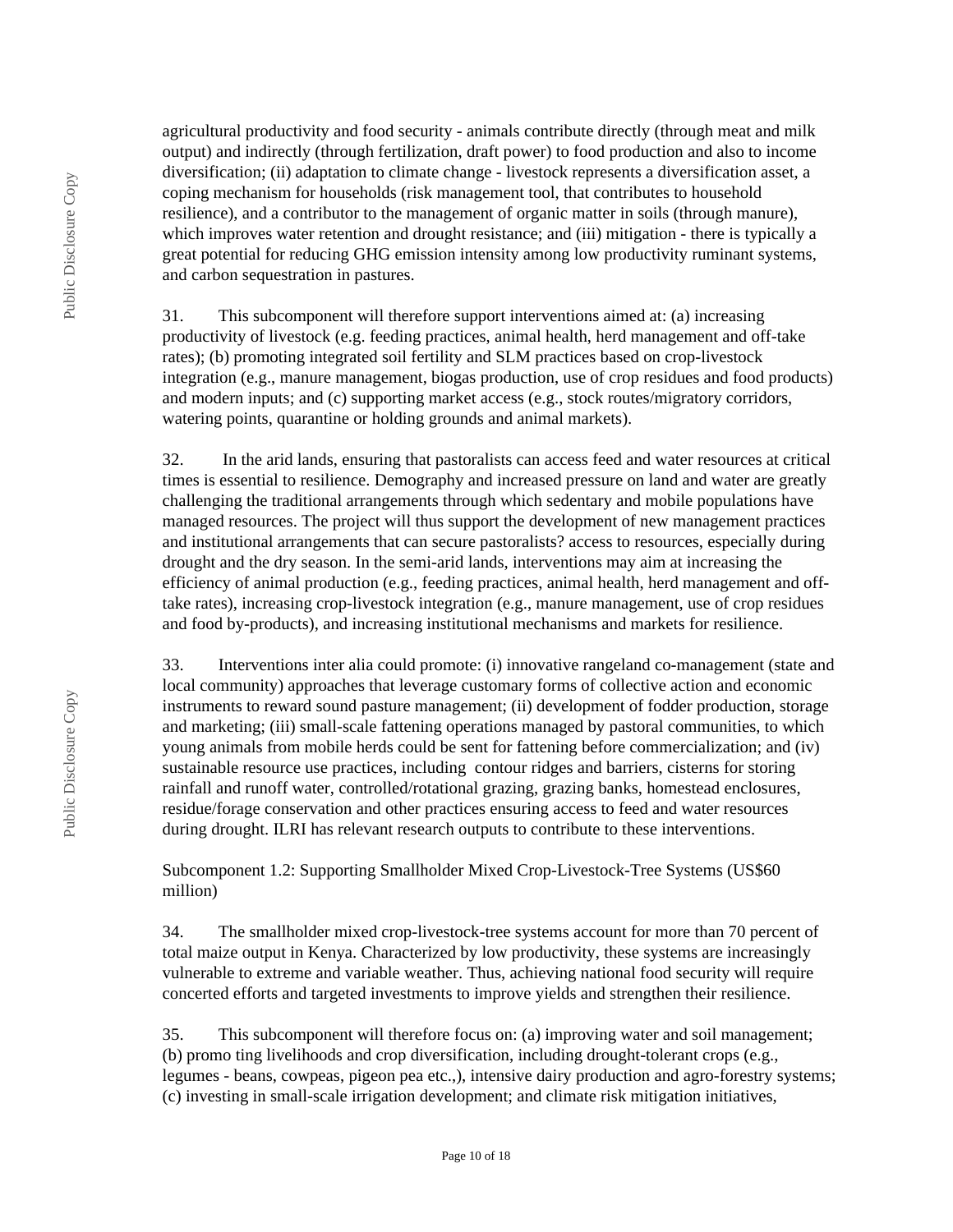agricultural productivity and food security - animals contribute directly (through meat and milk output) and indirectly (through fertilization, draft power) to food production and also to income diversification; (ii) adaptation to climate change - livestock represents a diversification asset, a coping mechanism for households (risk management tool, that contributes to household resilience), and a contributor to the management of organic matter in soils (through manure), which improves water retention and drought resistance; and (iii) mitigation - there is typically a great potential for reducing GHG emission intensity among low productivity ruminant systems, and carbon sequestration in pastures.

31. This subcomponent will therefore support interventions aimed at: (a) increasing productivity of livestock (e.g. feeding practices, animal health, herd management and off-take rates); (b) promoting integrated soil fertility and SLM practices based on crop-livestock integration (e.g., manure management, biogas production, use of crop residues and food products) and modern inputs; and (c) supporting market access (e.g., stock routes/migratory corridors, watering points, quarantine or holding grounds and animal markets).

32. In the arid lands, ensuring that pastoralists can access feed and water resources at critical times is essential to resilience. Demography and increased pressure on land and water are greatly challenging the traditional arrangements through which sedentary and mobile populations have managed resources. The project will thus support the development of new management practices and institutional arrangements that can secure pastoralists? access to resources, especially during drought and the dry season. In the semi-arid lands, interventions may aim at increasing the efficiency of animal production (e.g., feeding practices, animal health, herd management and off-take rates), increasing crop-livestock integration (e.g., manure management, use of crop residues and food by-products), and increasing institutional mechanisms and markets for resilience.

33. Interventions inter alia could promote: (i) innovative rangeland co-management (state and local community) approaches that leverage customary forms of collective action and economic instruments to reward sound pasture management; (ii) development of fodder production, storage and marketing; (iii) small-scale fattening operations managed by pastoral communities, to which young animals from mobile herds could be sent for fattening before commercialization; and (iv) sustainable resource use practices, including contour ridges and barriers, cisterns for storing rainfall and runoff water, controlled/rotational grazing, grazing banks, homestead enclosures, residue/forage conservation and other practices ensuring access to feed and water resources during drought. ILRI has relevant research outputs to contribute to these interventions.

Subcomponent 1.2: Supporting Smallholder Mixed Crop-Livestock-Tree Systems (US$60 million)

34. The smallholder mixed crop-livestock-tree systems account for more than 70 percent of total maize output in Kenya. Characterized by low productivity, these systems are increasingly vulnerable to extreme and variable weather. Thus, achieving national food security will require concerted efforts and targeted investments to improve yields and strengthen their resilience.

35. This subcomponent will therefore focus on: (a) improving water and soil management; (b) promo ting livelihoods and crop diversification, including drought-tolerant crops (e.g., legumes - beans, cowpeas, pigeon pea etc.,), intensive dairy production and agro-forestry systems; (c) investing in small-scale irrigation development; and climate risk mitigation initiatives,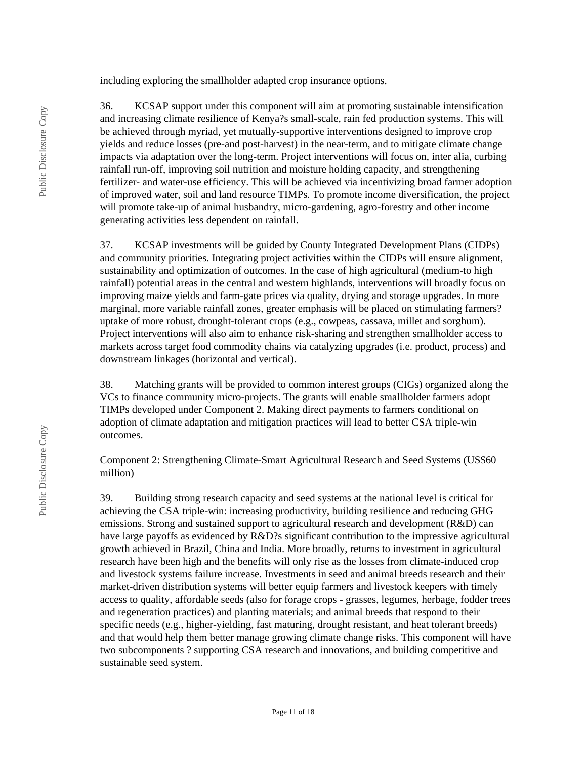including exploring the smallholder adapted crop insurance options.

36. KCSAP support under this component will aim at promoting sustainable intensification and increasing climate resilience of Kenya?s small-scale, rain fed production systems. This will be achieved through myriad, yet mutually-supportive interventions designed to improve crop yields and reduce losses (pre-and post-harvest) in the near-term, and to mitigate climate change impacts via adaptation over the long-term. Project interventions will focus on, inter alia, curbing rainfall run-off, improving soil nutrition and moisture holding capacity, and strengthening fertilizer- and water-use efficiency. This will be achieved via incentivizing broad farmer adoption of improved water, soil and land resource TIMPs. To promote income diversification, the project will promote take-up of animal husbandry, micro-gardening, agro-forestry and other income generating activities less dependent on rainfall.

37. KCSAP investments will be guided by County Integrated Development Plans (CIDPs) and community priorities. Integrating project activities within the CIDPs will ensure alignment, sustainability and optimization of outcomes. In the case of high agricultural (medium-to high rainfall) potential areas in the central and western highlands, interventions will broadly focus on improving maize yields and farm-gate prices via quality, drying and storage upgrades. In more marginal, more variable rainfall zones, greater emphasis will be placed on stimulating farmers? uptake of more robust, drought-tolerant crops (e.g., cowpeas, cassava, millet and sorghum). Project interventions will also aim to enhance risk-sharing and strengthen smallholder access to markets across target food commodity chains via catalyzing upgrades (i.e. product, process) and downstream linkages (horizontal and vertical).

38. Matching grants will be provided to common interest groups (CIGs) organized along the VCs to finance community micro-projects. The grants will enable smallholder farmers adopt TIMPs developed under Component 2. Making direct payments to farmers conditional on adoption of climate adaptation and mitigation practices will lead to better CSA triple-win outcomes.

Component 2: Strengthening Climate-Smart Agricultural Research and Seed Systems (US$60 million)

39. Building strong research capacity and seed systems at the national level is critical for achieving the CSA triple-win: increasing productivity, building resilience and reducing GHG emissions. Strong and sustained support to agricultural research and development (R&D) can have large payoffs as evidenced by R&D?s significant contribution to the impressive agricultural growth achieved in Brazil, China and India. More broadly, returns to investment in agricultural research have been high and the benefits will only rise as the losses from climate-induced crop and livestock systems failure increase. Investments in seed and animal breeds research and their market-driven distribution systems will better equip farmers and livestock keepers with timely access to quality, affordable seeds (also for forage crops - grasses, legumes, herbage, fodder trees and regeneration practices) and planting materials; and animal breeds that respond to their specific needs (e.g., higher-yielding, fast maturing, drought resistant, and heat tolerant breeds) and that would help them better manage growing climate change risks. This component will have two subcomponents ? supporting CSA research and innovations, and building competitive and sustainable seed system.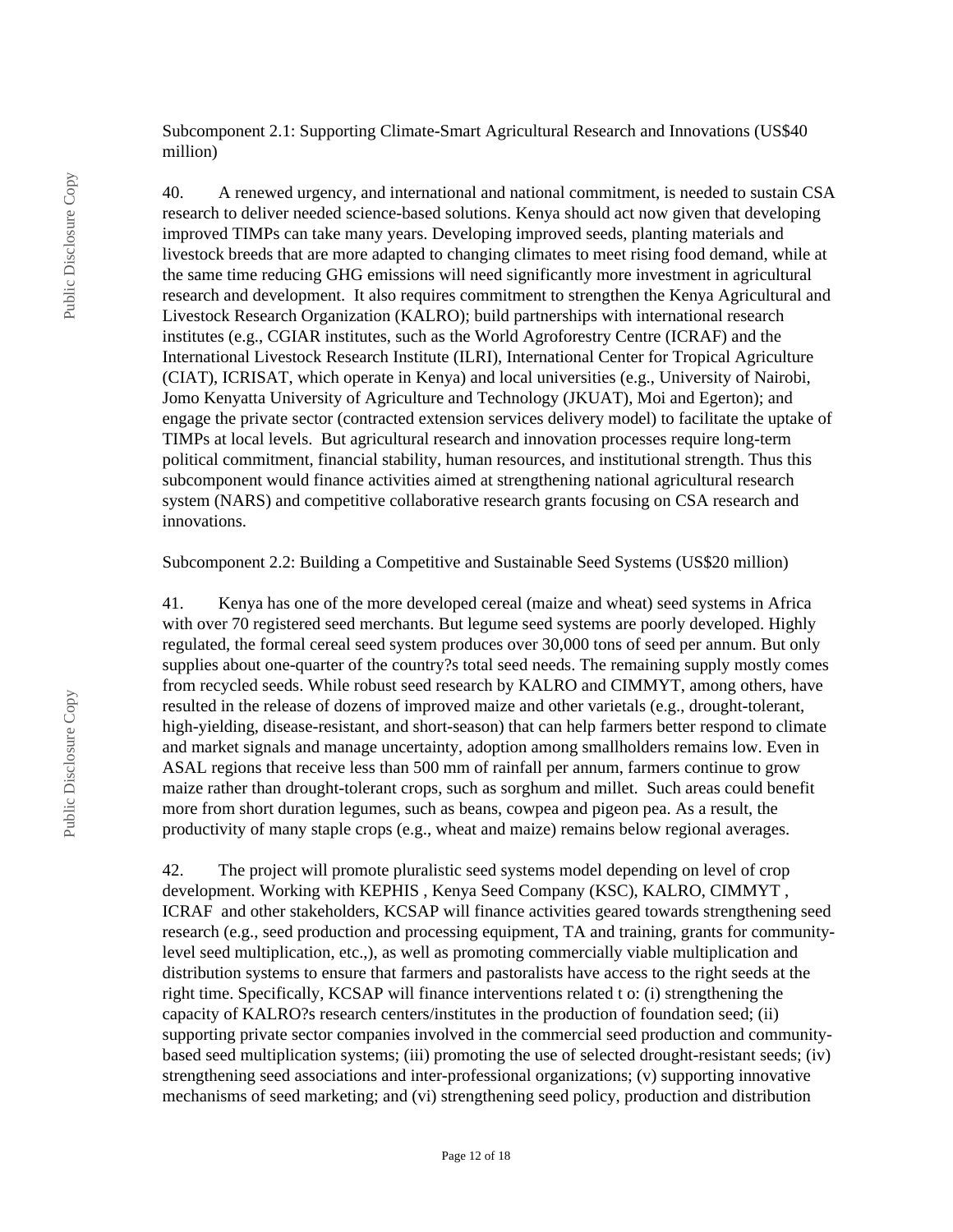Subcomponent 2.1: Supporting Climate-Smart Agricultural Research and Innovations (US$40 million)

40. A renewed urgency, and international and national commitment, is needed to sustain CSA research to deliver needed science-based solutions. Kenya should act now given that developing improved TIMPs can take many years. Developing improved seeds, planting materials and livestock breeds that are more adapted to changing climates to meet rising food demand, while at the same time reducing GHG emissions will need significantly more investment in agricultural research and development. It also requires commitment to strengthen the Kenya Agricultural and Livestock Research Organization (KALRO); build partnerships with international research institutes (e.g., CGIAR institutes, such as the World Agroforestry Centre (ICRAF) and the International Livestock Research Institute (ILRI), International Center for Tropical Agriculture (CIAT), ICRISAT, which operate in Kenya) and local universities (e.g., University of Nairobi, Jomo Kenyatta University of Agriculture and Technology (JKUAT), Moi and Egerton); and engage the private sector (contracted extension services delivery model) to facilitate the uptake of TIMPs at local levels. But agricultural research and innovation processes require long-term political commitment, financial stability, human resources, and institutional strength. Thus this subcomponent would finance activities aimed at strengthening national agricultural research system (NARS) and competitive collaborative research grants focusing on CSA research and innovations.

Subcomponent 2.2: Building a Competitive and Sustainable Seed Systems (US$20 million)

41. Kenya has one of the more developed cereal (maize and wheat) seed systems in Africa with over 70 registered seed merchants. But legume seed systems are poorly developed. Highly regulated, the formal cereal seed system produces over 30,000 tons of seed per annum. But only supplies about one-quarter of the country?s total seed needs. The remaining supply mostly comes from recycled seeds. While robust seed research by KALRO and CIMMYT, among others, have resulted in the release of dozens of improved maize and other varietals (e.g., drought-tolerant, high-yielding, disease-resistant, and short-season) that can help farmers better respond to climate and market signals and manage uncertainty, adoption among smallholders remains low. Even in ASAL regions that receive less than 500 mm of rainfall per annum, farmers continue to grow maize rather than drought-tolerant crops, such as sorghum and millet. Such areas could benefit more from short duration legumes, such as beans, cowpea and pigeon pea. As a result, the productivity of many staple crops (e.g., wheat and maize) remains below regional averages.

42. The project will promote pluralistic seed systems model depending on level of crop development. Working with KEPHIS , Kenya Seed Company (KSC), KALRO, CIMMYT , ICRAF and other stakeholders, KCSAP will finance activities geared towards strengthening seed research (e.g., seed production and processing equipment, TA and training, grants for community-level seed multiplication, etc.,), as well as promoting commercially viable multiplication and distribution systems to ensure that farmers and pastoralists have access to the right seeds at the right time. Specifically, KCSAP will finance interventions related t o: (i) strengthening the capacity of KALRO?s research centers/institutes in the production of foundation seed; (ii) supporting private sector companies involved in the commercial seed production and community-based seed multiplication systems; (iii) promoting the use of selected drought-resistant seeds; (iv) strengthening seed associations and inter-professional organizations; (v) supporting innovative mechanisms of seed marketing; and (vi) strengthening seed policy, production and distribution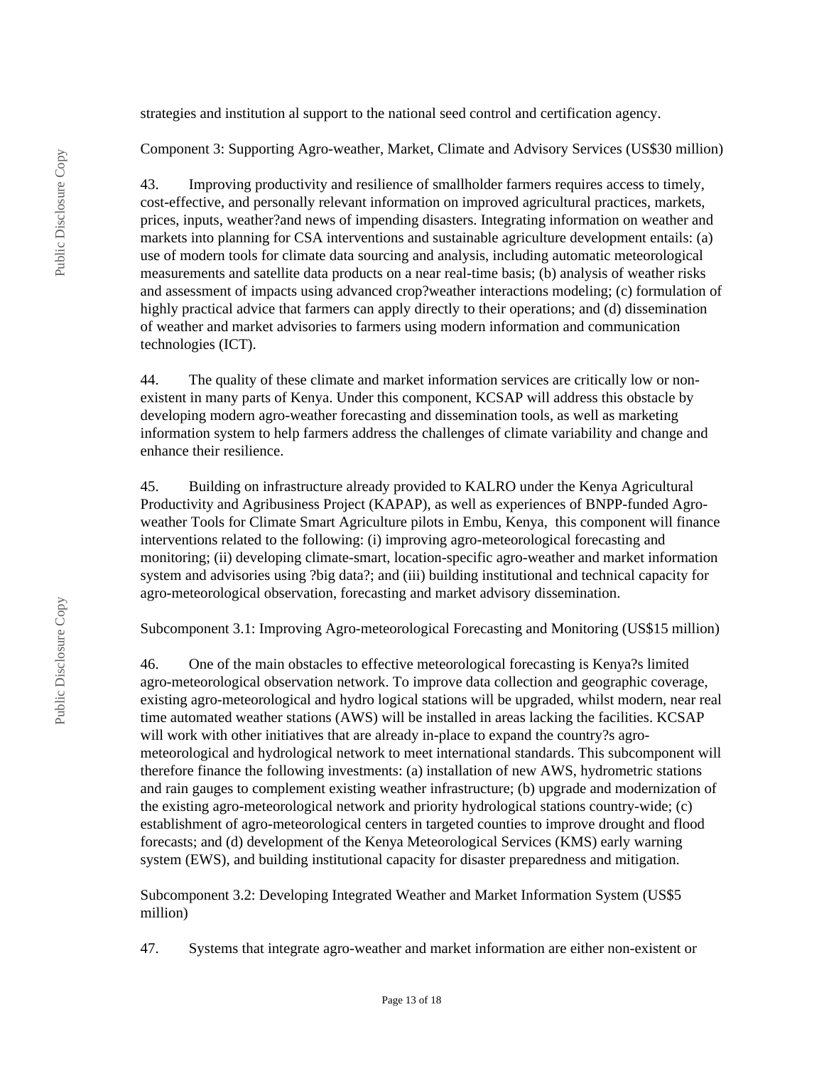strategies and institution al support to the national seed control and certification agency.

Component 3: Supporting Agro-weather, Market, Climate and Advisory Services (US$30 million)

43. Improving productivity and resilience of smallholder farmers requires access to timely, cost-effective, and personally relevant information on improved agricultural practices, markets, prices, inputs, weather?and news of impending disasters. Integrating information on weather and markets into planning for CSA interventions and sustainable agriculture development entails: (a) use of modern tools for climate data sourcing and analysis, including automatic meteorological measurements and satellite data products on a near real-time basis; (b) analysis of weather risks and assessment of impacts using advanced crop?weather interactions modeling; (c) formulation of highly practical advice that farmers can apply directly to their operations; and (d) dissemination of weather and market advisories to farmers using modern information and communication technologies (ICT).

44. The quality of these climate and market information services are critically low or non-existent in many parts of Kenya. Under this component, KCSAP will address this obstacle by developing modern agro-weather forecasting and dissemination tools, as well as marketing information system to help farmers address the challenges of climate variability and change and enhance their resilience.

45. Building on infrastructure already provided to KALRO under the Kenya Agricultural Productivity and Agribusiness Project (KAPAP), as well as experiences of BNPP-funded Agro-weather Tools for Climate Smart Agriculture pilots in Embu, Kenya, this component will finance interventions related to the following: (i) improving agro-meteorological forecasting and monitoring; (ii) developing climate-smart, location-specific agro-weather and market information system and advisories using ?big data?; and (iii) building institutional and technical capacity for agro-meteorological observation, forecasting and market advisory dissemination.

Subcomponent 3.1: Improving Agro-meteorological Forecasting and Monitoring (US$15 million)

46. One of the main obstacles to effective meteorological forecasting is Kenya?s limited agro-meteorological observation network. To improve data collection and geographic coverage, existing agro-meteorological and hydro logical stations will be upgraded, whilst modern, near real time automated weather stations (AWS) will be installed in areas lacking the facilities. KCSAP will work with other initiatives that are already in-place to expand the country?s agro-meteorological and hydrological network to meet international standards. This subcomponent will therefore finance the following investments: (a) installation of new AWS, hydrometric stations and rain gauges to complement existing weather infrastructure; (b) upgrade and modernization of the existing agro-meteorological network and priority hydrological stations country-wide; (c) establishment of agro-meteorological centers in targeted counties to improve drought and flood forecasts; and (d) development of the Kenya Meteorological Services (KMS) early warning system (EWS), and building institutional capacity for disaster preparedness and mitigation.

Subcomponent 3.2: Developing Integrated Weather and Market Information System (US$5 million)

47. Systems that integrate agro-weather and market information are either non-existent or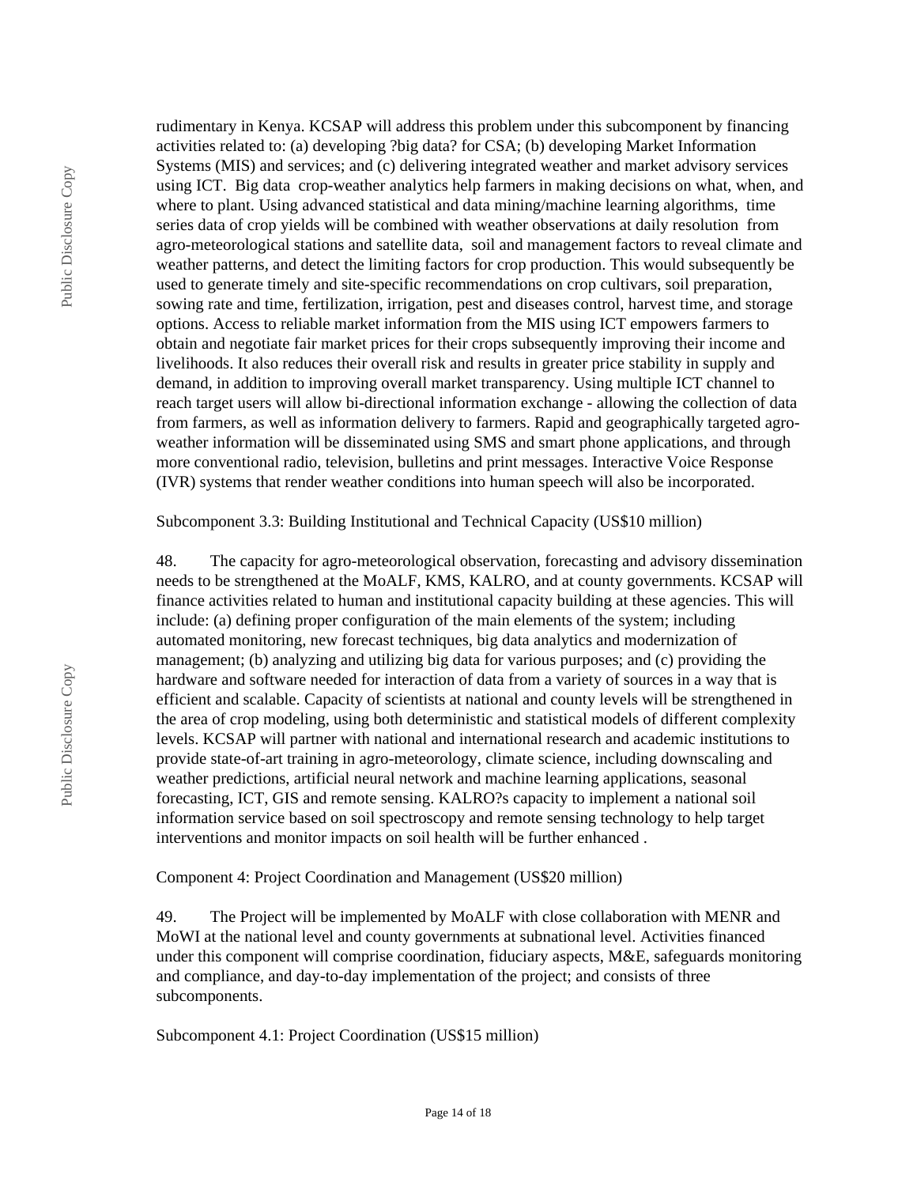rudimentary in Kenya. KCSAP will address this problem under this subcomponent by financing activities related to: (a) developing ?big data? for CSA; (b) developing Market Information Systems (MIS) and services; and (c) delivering integrated weather and market advisory services using ICT. Big data crop-weather analytics help farmers in making decisions on what, when, and where to plant. Using advanced statistical and data mining/machine learning algorithms, time series data of crop yields will be combined with weather observations at daily resolution from agro-meteorological stations and satellite data, soil and management factors to reveal climate and weather patterns, and detect the limiting factors for crop production. This would subsequently be used to generate timely and site-specific recommendations on crop cultivars, soil preparation, sowing rate and time, fertilization, irrigation, pest and diseases control, harvest time, and storage options. Access to reliable market information from the MIS using ICT empowers farmers to obtain and negotiate fair market prices for their crops subsequently improving their income and livelihoods. It also reduces their overall risk and results in greater price stability in supply and demand, in addition to improving overall market transparency. Using multiple ICT channel to reach target users will allow bi-directional information exchange - allowing the collection of data from farmers, as well as information delivery to farmers. Rapid and geographically targeted agro-weather information will be disseminated using SMS and smart phone applications, and through more conventional radio, television, bulletins and print messages. Interactive Voice Response (IVR) systems that render weather conditions into human speech will also be incorporated.

Subcomponent 3.3: Building Institutional and Technical Capacity (US$10 million)

48. The capacity for agro-meteorological observation, forecasting and advisory dissemination needs to be strengthened at the MoALF, KMS, KALRO, and at county governments. KCSAP will finance activities related to human and institutional capacity building at these agencies. This will include: (a) defining proper configuration of the main elements of the system; including automated monitoring, new forecast techniques, big data analytics and modernization of management; (b) analyzing and utilizing big data for various purposes; and (c) providing the hardware and software needed for interaction of data from a variety of sources in a way that is efficient and scalable. Capacity of scientists at national and county levels will be strengthened in the area of crop modeling, using both deterministic and statistical models of different complexity levels. KCSAP will partner with national and international research and academic institutions to provide state-of-art training in agro-meteorology, climate science, including downscaling and weather predictions, artificial neural network and machine learning applications, seasonal forecasting, ICT, GIS and remote sensing. KALRO?s capacity to implement a national soil information service based on soil spectroscopy and remote sensing technology to help target interventions and monitor impacts on soil health will be further enhanced .

Component 4: Project Coordination and Management (US$20 million)

49. The Project will be implemented by MoALF with close collaboration with MENR and MoWI at the national level and county governments at subnational level. Activities financed under this component will comprise coordination, fiduciary aspects, M&E, safeguards monitoring and compliance, and day-to-day implementation of the project; and consists of three subcomponents.

Subcomponent 4.1: Project Coordination (US$15 million)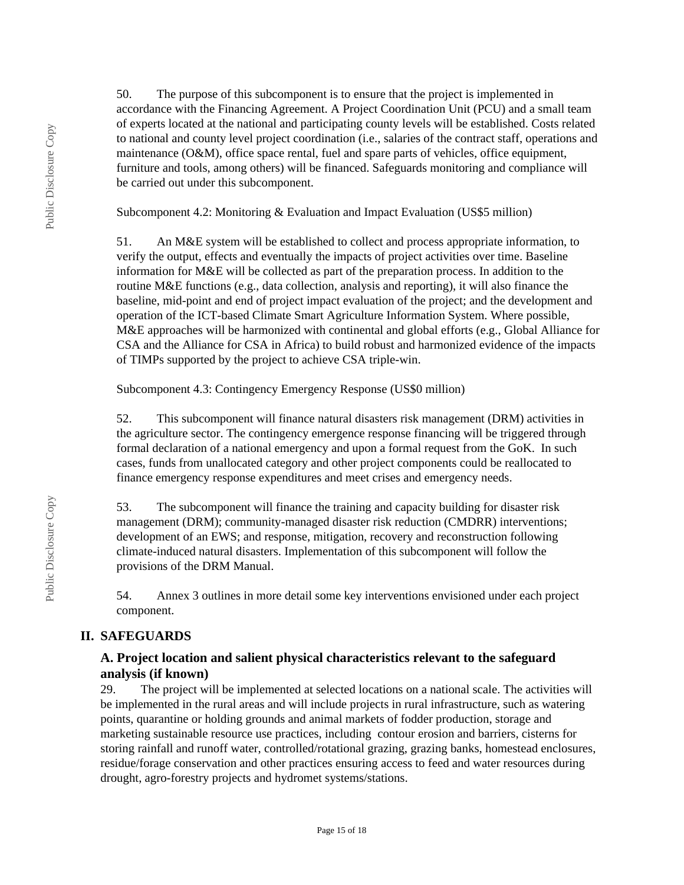50. The purpose of this subcomponent is to ensure that the project is implemented in accordance with the Financing Agreement. A Project Coordination Unit (PCU) and a small team of experts located at the national and participating county levels will be established. Costs related to national and county level project coordination (i.e., salaries of the contract staff, operations and maintenance (O&M), office space rental, fuel and spare parts of vehicles, office equipment, furniture and tools, among others) will be financed. Safeguards monitoring and compliance will be carried out under this subcomponent.

Subcomponent 4.2: Monitoring & Evaluation and Impact Evaluation (US$5 million)

51. An M&E system will be established to collect and process appropriate information, to verify the output, effects and eventually the impacts of project activities over time. Baseline information for M&E will be collected as part of the preparation process. In addition to the routine M&E functions (e.g., data collection, analysis and reporting), it will also finance the baseline, mid-point and end of project impact evaluation of the project; and the development and operation of the ICT-based Climate Smart Agriculture Information System. Where possible, M&E approaches will be harmonized with continental and global efforts (e.g., Global Alliance for CSA and the Alliance for CSA in Africa) to build robust and harmonized evidence of the impacts of TIMPs supported by the project to achieve CSA triple-win.

Subcomponent 4.3: Contingency Emergency Response (US$0 million)

52. This subcomponent will finance natural disasters risk management (DRM) activities in the agriculture sector. The contingency emergence response financing will be triggered through formal declaration of a national emergency and upon a formal request from the GoK. In such cases, funds from unallocated category and other project components could be reallocated to finance emergency response expenditures and meet crises and emergency needs.

53. The subcomponent will finance the training and capacity building for disaster risk management (DRM); community-managed disaster risk reduction (CMDRR) interventions; development of an EWS; and response, mitigation, recovery and reconstruction following climate-induced natural disasters. Implementation of this subcomponent will follow the provisions of the DRM Manual.

54. Annex 3 outlines in more detail some key interventions envisioned under each project component.

## II. SAFEGUARDS

### A. Project location and salient physical characteristics relevant to the safeguard analysis (if known)

29. The project will be implemented at selected locations on a national scale. The activities will be implemented in the rural areas and will include projects in rural infrastructure, such as watering points, quarantine or holding grounds and animal markets of fodder production, storage and marketing sustainable resource use practices, including contour erosion and barriers, cisterns for storing rainfall and runoff water, controlled/rotational grazing, grazing banks, homestead enclosures, residue/forage conservation and other practices ensuring access to feed and water resources during drought, agro-forestry projects and hydromet systems/stations.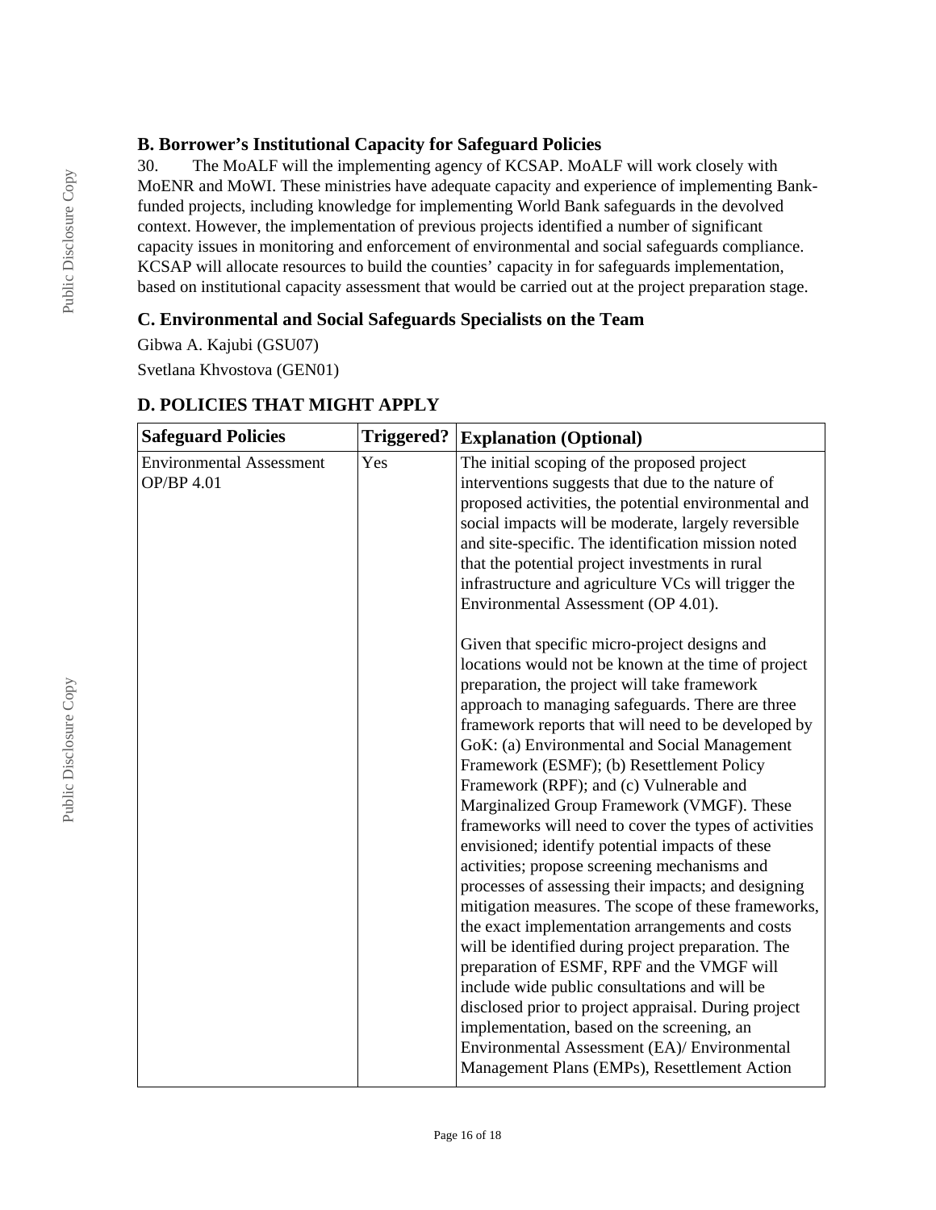### B. Borrower's Institutional Capacity for Safeguard Policies

30. The MoALF will the implementing agency of KCSAP. MoALF will work closely with MoENR and MoWI. These ministries have adequate capacity and experience of implementing Bank-funded projects, including knowledge for implementing World Bank safeguards in the devolved context. However, the implementation of previous projects identified a number of significant capacity issues in monitoring and enforcement of environmental and social safeguards compliance. KCSAP will allocate resources to build the counties' capacity in for safeguards implementation, based on institutional capacity assessment that would be carried out at the project preparation stage.

### C. Environmental and Social Safeguards Specialists on the Team

Gibwa A. Kajubi (GSU07)

Svetlana Khvostova (GEN01)

### D. POLICIES THAT MIGHT APPLY

| Safeguard Policies | Triggered? | Explanation (Optional) |
|---|---|---|
| Environmental Assessment OP/BP 4.01 | Yes | The initial scoping of the proposed project interventions suggests that due to the nature of proposed activities, the potential environmental and social impacts will be moderate, largely reversible and site-specific. The identification mission noted that the potential project investments in rural infrastructure and agriculture VCs will trigger the Environmental Assessment (OP 4.01).<br><br>Given that specific micro-project designs and locations would not be known at the time of project preparation, the project will take framework approach to managing safeguards. There are three framework reports that will need to be developed by GoK: (a) Environmental and Social Management Framework (ESMF); (b) Resettlement Policy Framework (RPF); and (c) Vulnerable and Marginalized Group Framework (VMGF). These frameworks will need to cover the types of activities envisioned; identify potential impacts of these activities; propose screening mechanisms and processes of assessing their impacts; and designing mitigation measures. The scope of these frameworks, the exact implementation arrangements and costs will be identified during project preparation. The preparation of ESMF, RPF and the VMGF will include wide public consultations and will be disclosed prior to project appraisal. During project implementation, based on the screening, an Environmental Assessment (EA)/ Environmental Management Plans (EMPs), Resettlement Action |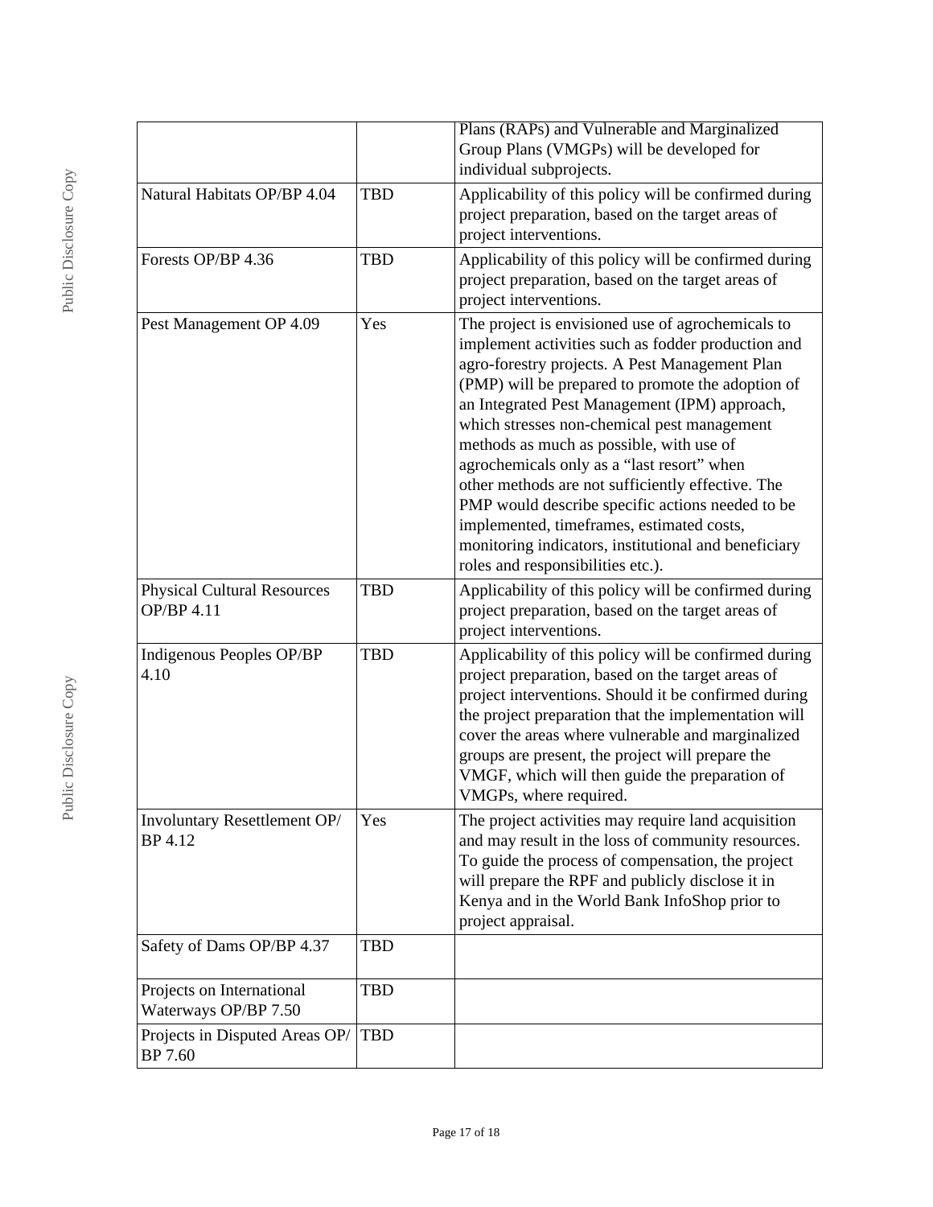| | | |
|---|---|---|
| | | Plans (RAPs) and Vulnerable and Marginalized Group Plans (VMGPs) will be developed for individual subprojects. |
| Natural Habitats OP/BP 4.04 | TBD | Applicability of this policy will be confirmed during project preparation, based on the target areas of project interventions. |
| Forests OP/BP 4.36 | TBD | Applicability of this policy will be confirmed during project preparation, based on the target areas of project interventions. |
| Pest Management OP 4.09 | Yes | The project is envisioned use of agrochemicals to implement activities such as fodder production and agro-forestry projects. A Pest Management Plan (PMP) will be prepared to promote the adoption of an Integrated Pest Management (IPM) approach, which stresses non-chemical pest management methods as much as possible, with use of agrochemicals only as a "last resort" when other methods are not sufficiently effective. The PMP would describe specific actions needed to be implemented, timeframes, estimated costs, monitoring indicators, institutional and beneficiary roles and responsibilities etc.). |
| Physical Cultural Resources OP/BP 4.11 | TBD | Applicability of this policy will be confirmed during project preparation, based on the target areas of project interventions. |
| Indigenous Peoples OP/BP 4.10 | TBD | Applicability of this policy will be confirmed during project preparation, based on the target areas of project interventions. Should it be confirmed during the project preparation that the implementation will cover the areas where vulnerable and marginalized groups are present, the project will prepare the VMGF, which will then guide the preparation of VMGPs, where required. |
| Involuntary Resettlement OP/ BP 4.12 | Yes | The project activities may require land acquisition and may result in the loss of community resources. To guide the process of compensation, the project will prepare the RPF and publicly disclose it in Kenya and in the World Bank InfoShop prior to project appraisal. |
| Safety of Dams OP/BP 4.37 | TBD | |
| Projects on International Waterways OP/BP 7.50 | TBD | |
| Projects in Disputed Areas OP/ BP 7.60 | TBD | |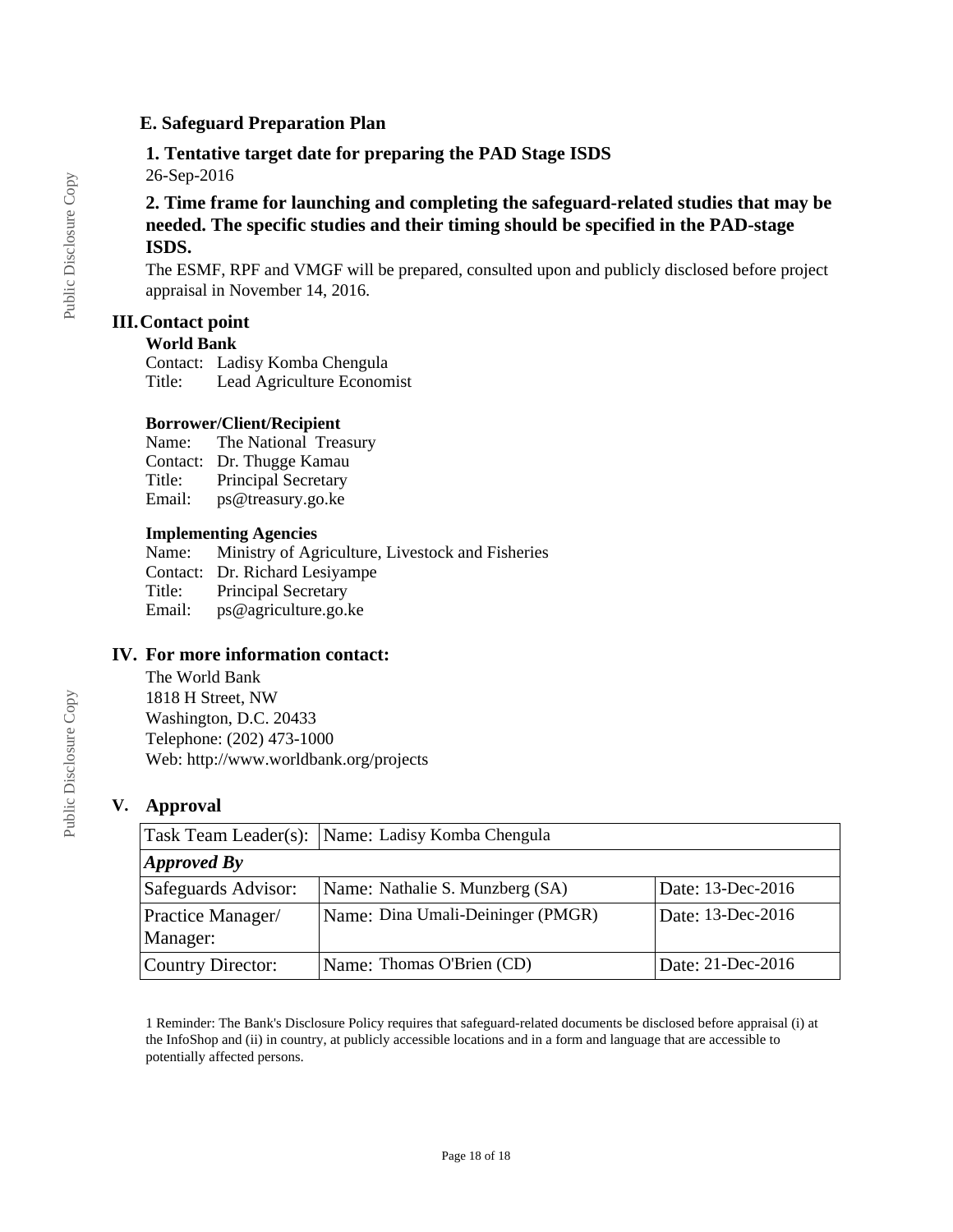### E. Safeguard Preparation Plan

#### 1. Tentative target date for preparing the PAD Stage ISDS

26-Sep-2016

#### 2. Time frame for launching and completing the safeguard-related studies that may be needed. The specific studies and their timing should be specified in the PAD-stage ISDS.

The ESMF, RPF and VMGF will be prepared, consulted upon and publicly disclosed before project appraisal in November 14, 2016.

## III. Contact point

**World Bank**

Contact: Ladisy Komba Chengula
Title: Lead Agriculture Economist

**Borrower/Client/Recipient**

Name: The National Treasury
Contact: Dr. Thugge Kamau
Title: Principal Secretary
Email: ps@treasury.go.ke

**Implementing Agencies**

Name: Ministry of Agriculture, Livestock and Fisheries
Contact: Dr. Richard Lesiyampe
Title: Principal Secretary
Email: ps@agriculture.go.ke

## IV. For more information contact:

The World Bank
1818 H Street, NW
Washington, D.C. 20433
Telephone: (202) 473-1000
Web: http://www.worldbank.org/projects

## V. Approval

| Task Team Leader(s): | Name: Ladisy Komba Chengula | |
|---|---|---|
| ***Approved By*** | | |
| Safeguards Advisor: | Name: Nathalie S. Munzberg (SA) | Date: 13-Dec-2016 |
| Practice Manager/ Manager: | Name: Dina Umali-Deininger (PMGR) | Date: 13-Dec-2016 |
| Country Director: | Name: Thomas O'Brien (CD) | Date: 21-Dec-2016 |

1 Reminder: The Bank's Disclosure Policy requires that safeguard-related documents be disclosed before appraisal (i) at the InfoShop and (ii) in country, at publicly accessible locations and in a form and language that are accessible to potentially affected persons.